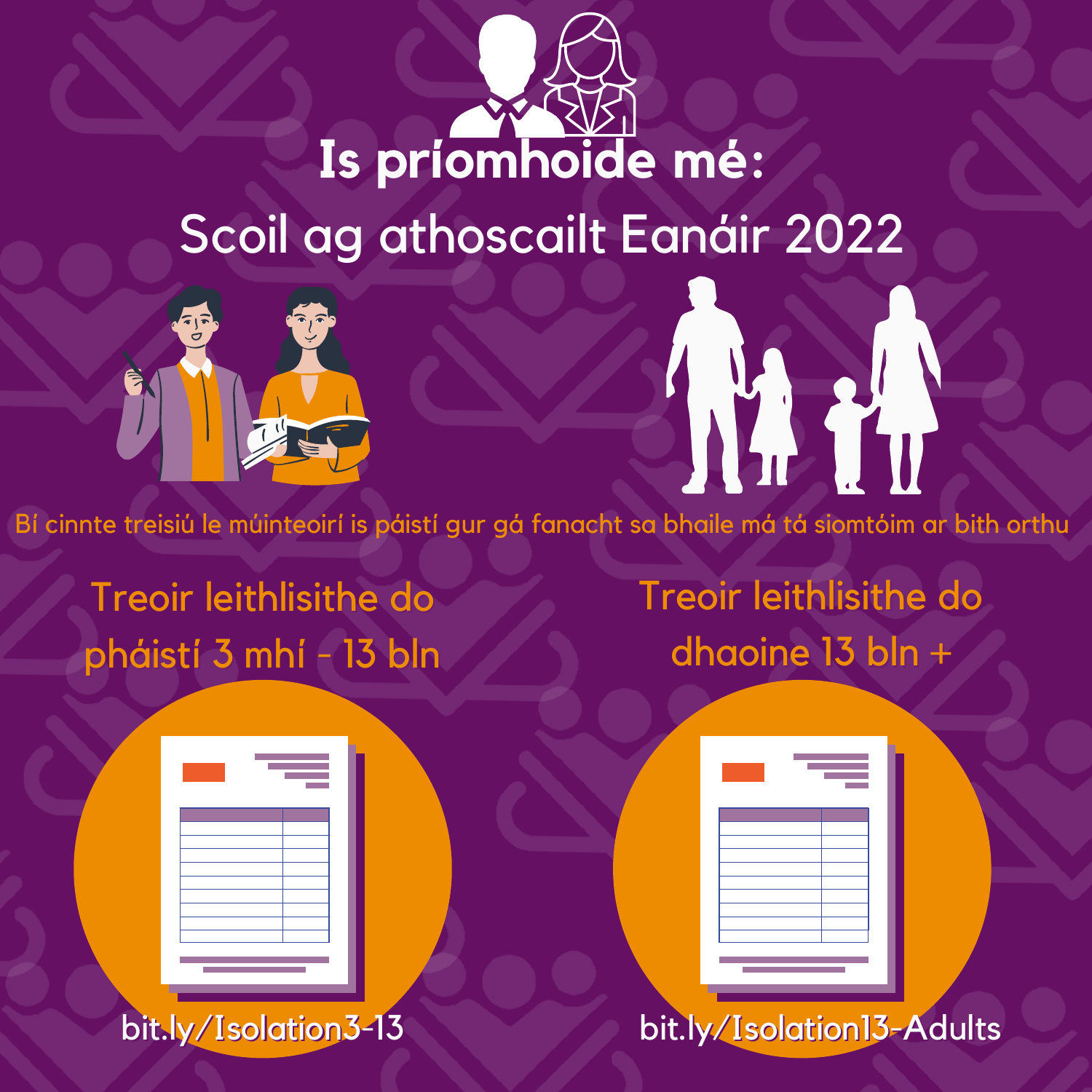# Is príomhoide mé:

## Scoil ag athoscailt Eanáir 2022

Bí cinnte treisiú le múinteoirí is páistí gur gá fanacht sa bhaile má tá siomtóim ar bith orthu

Treoir leithlisithe do pháistí 3 mhí - 13 bln

bit.ly/Isolation3-13

Treoir leithlisithe do dhaoine 13 bln +

bit.ly/Isolation13-Adults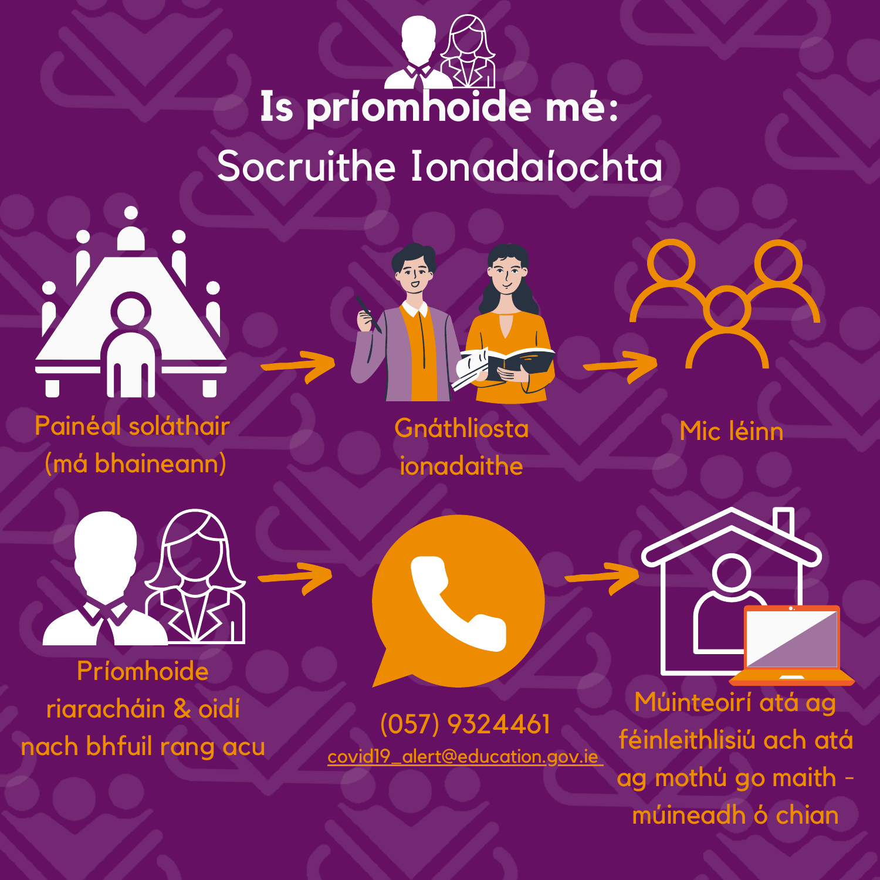# Is príomhoide mé:

## Socruithe Ionadaíochta

Painéal soláthair (má bhaineann) → Gnáthliosta ionadaithe → Mic léinn

Príomhoide riaracháin & oidí nach bhfuil rang acu → (057) 9324461 covid19_alert@education.gov.ie → Múinteoirí atá ag féinleithlisiú ach atá ag mothú go maith - múineadh ó chian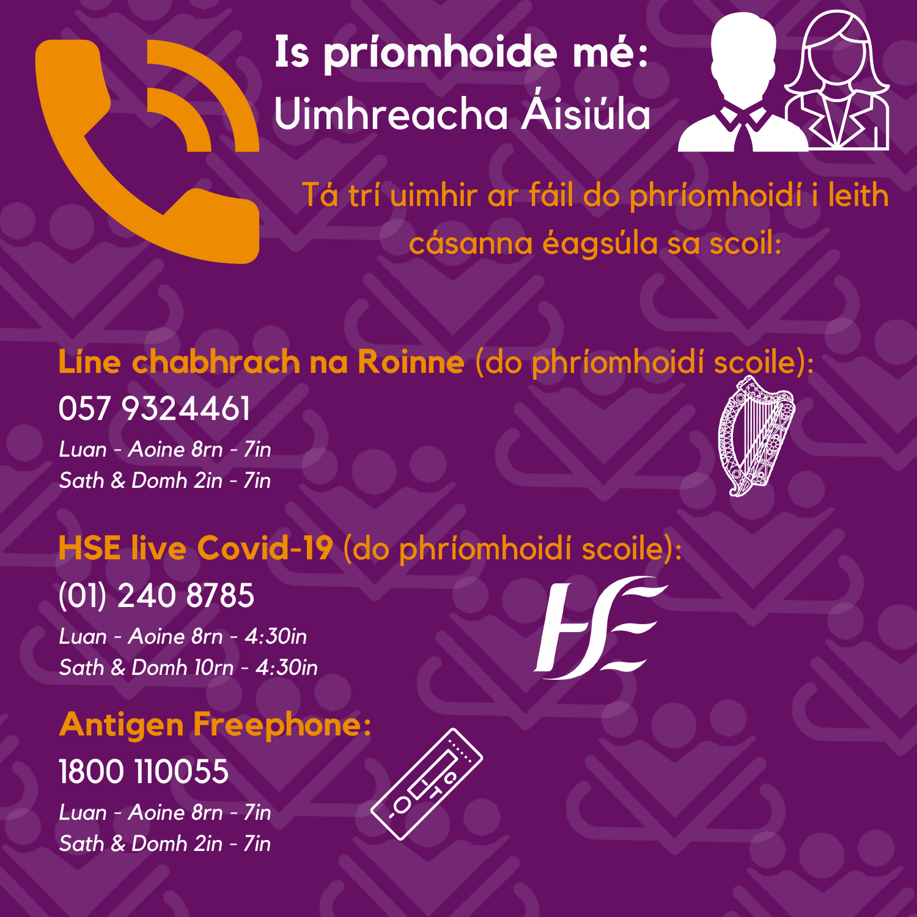# Is príomhoide mé:
## Uimhreacha Áisiúla

Tá trí uimhir ar fáil do phríomhoidí i leith cásanna éagsúla sa scoil:

**Líne chabhrach na Roinne** (do phríomhoidí scoile):

057 9324461

*Luan - Aoine 8rn - 7in*
*Sath & Domh 2in - 7in*

**HSE live Covid-19** (do phríomhoidí scoile):

(01) 240 8785

*Luan - Aoine 8rn - 4:30in*
*Sath & Domh 10rn - 4:30in*

**Antigen Freephone:**

1800 110055

*Luan - Aoine 8rn - 7in*
*Sath & Domh 2in - 7in*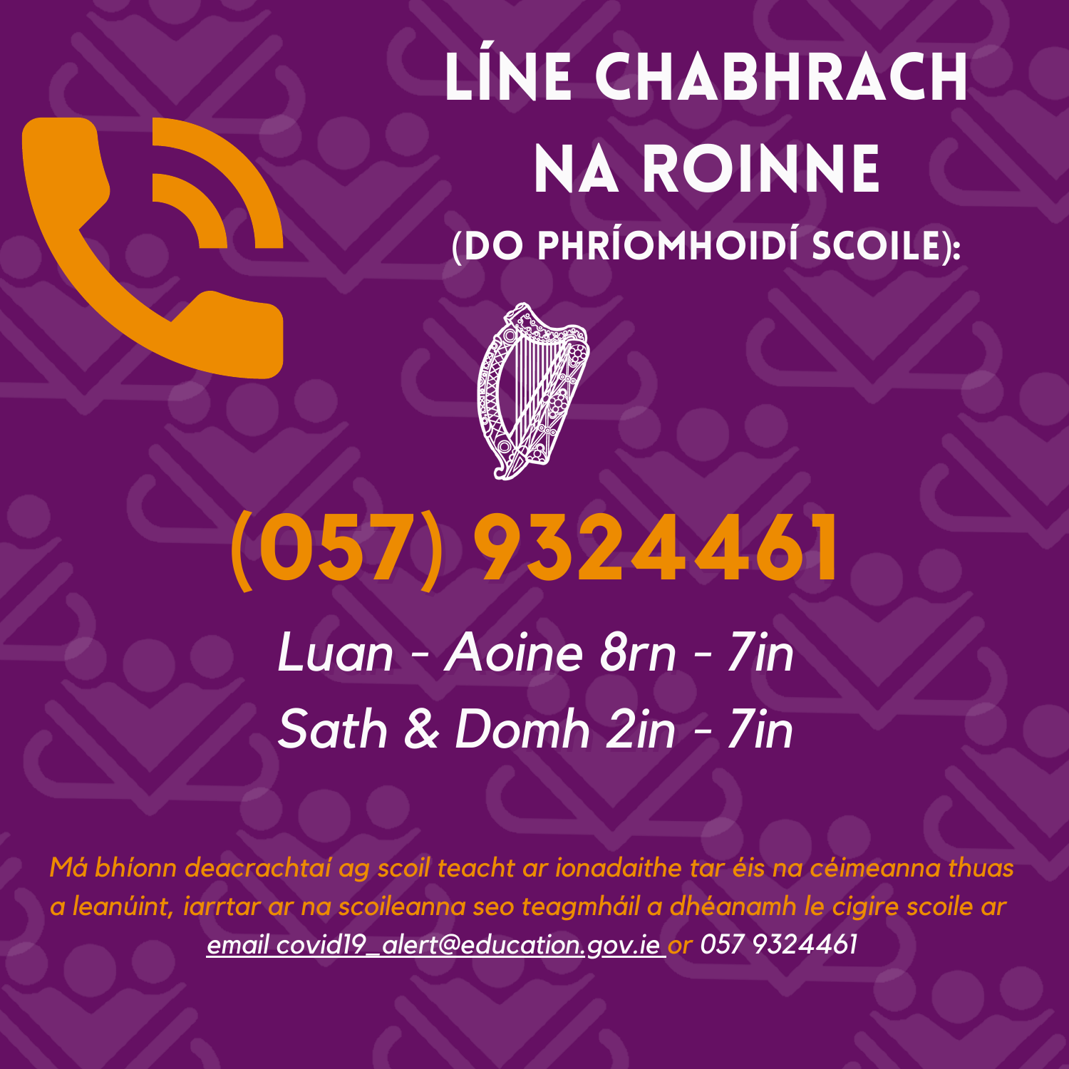# LÍNE CHABHRACH NA ROINNE

## (DO PHRÍOMHOIDÍ SCOILE):

# (057) 9324461

*Luan - Aoine 8rn - 7in*

*Sath & Domh 2in - 7in*

*Má bhíonn deacrachtaí ag scoil teacht ar ionadaithe tar éis na céimeanna thuas a leanúint, iarrtar ar na scoileanna seo teagmháil a dhéanamh le cigire scoile ar email covid19_alert@education.gov.ie or 057 9324461*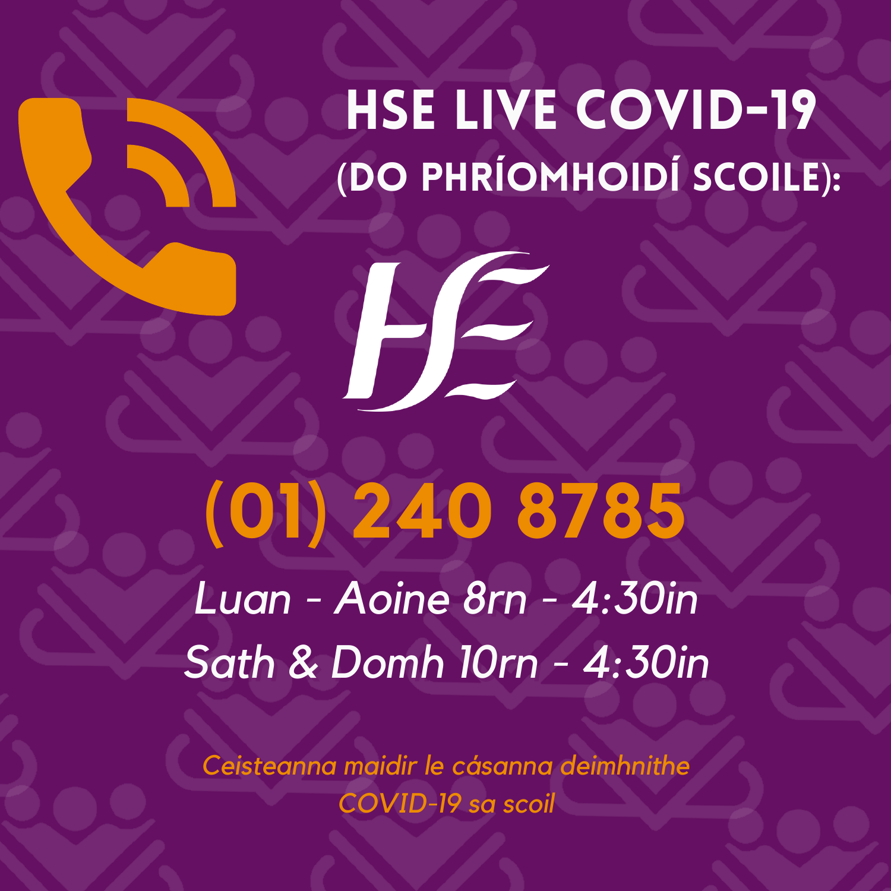# HSE LIVE COVID-19 (DO PHRÍOMHOIDÍ SCOILE):

HSE

## (01) 240 8785

*Luan - Aoine 8rn - 4:30in*
*Sath & Domh 10rn - 4:30in*

*Ceisteanna maidir le cásanna deimhnithe COVID-19 sa scoil*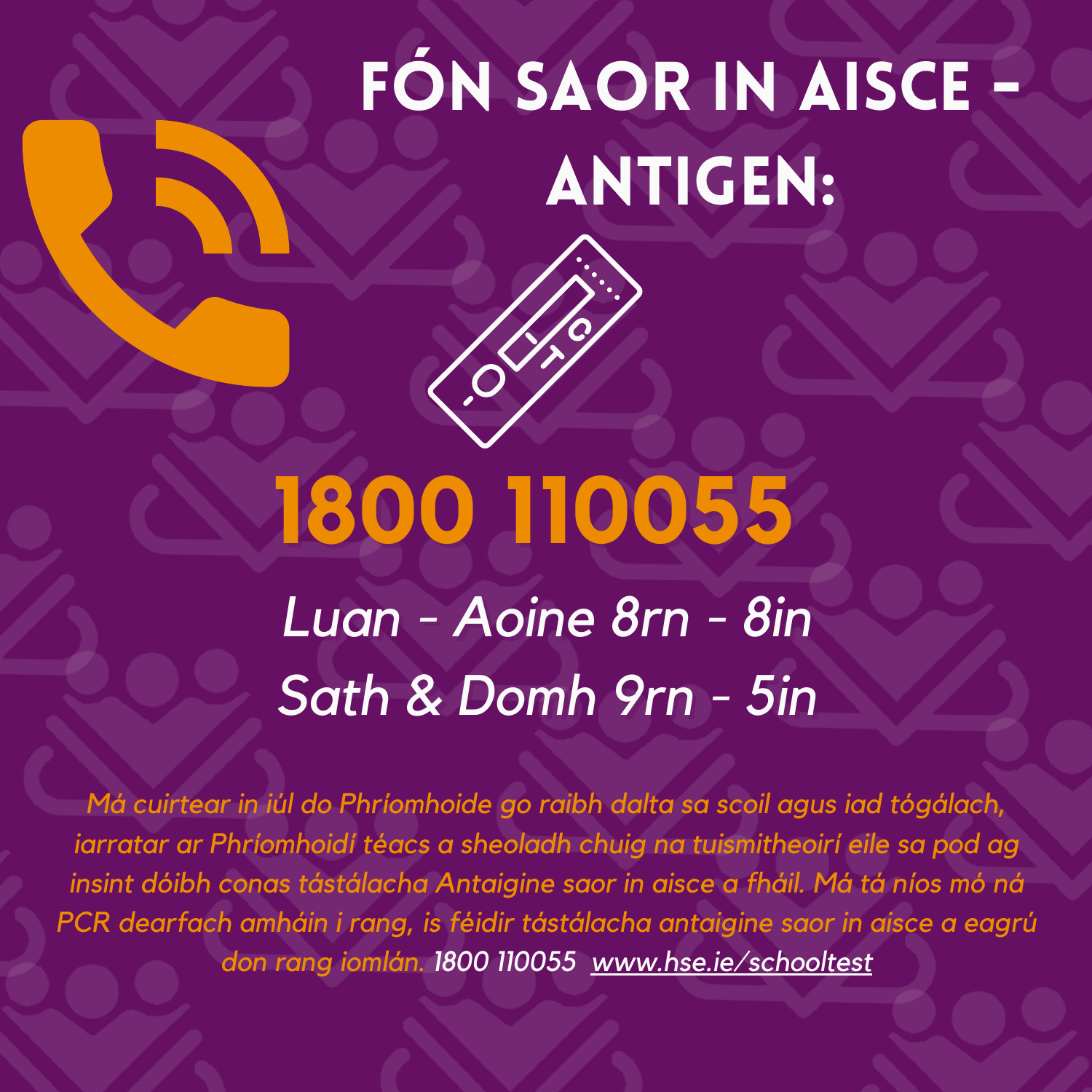# FÓN SAOR IN AISCE - ANTIGEN:

## 1800 110055

*Luan - Aoine 8rn - 8in*

*Sath & Domh 9rn - 5in*

*Má cuirtear in iúl do Phríomhoide go raibh dalta sa scoil agus iad tógálach, iarratar ar Phríomhoidí téacs a sheoladh chuig na tuismitheoirí eile sa pod ag insint dóibh conas tástálacha Antaigine saor in aisce a fháil. Má tá níos mó ná PCR dearfach amháin i rang, is féidir tástálacha antaigine saor in aisce a eagrú don rang iomlán.* 1800 110055 www.hse.ie/schooltest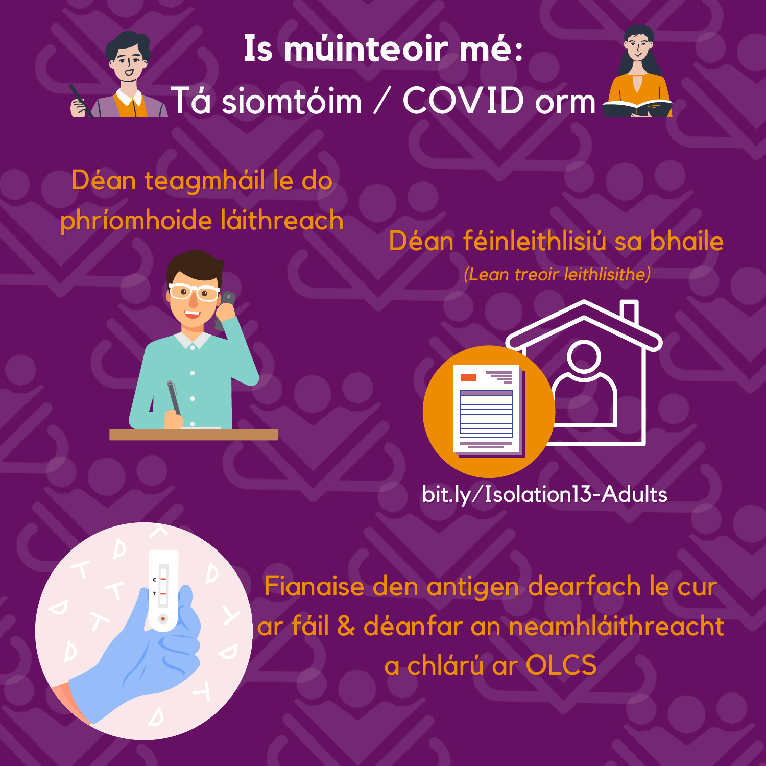# Is múinteoir mé:
# Tá siomtóim / COVID orm

Déan teagmháil le do phríomhoide láithreach

Déan féinleithlisiú sa bhaile

*(Lean treoir leithlisithe)*

bit.ly/Isolation13-Adults

Fianaise den antigen dearfach le cur ar fáil & déanfar an neamhláithreacht a chlárú ar OLCS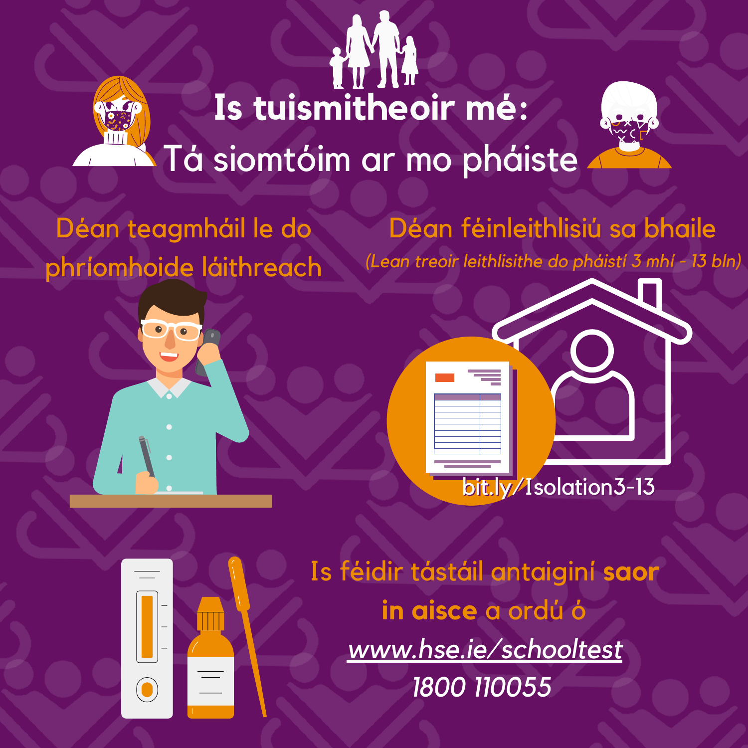# Is tuismitheoir mé:

## Tá siomtóim ar mo pháiste

Déan teagmháil le do phríomhoide láithreach

Déan féinleithlisiú sa bhaile

*(Lean treoir leithlisithe do pháistí 3 mhí - 13 bln)*

bit.ly/Isolation3-13

Is féidir tástáil antaiginí **saor in aisce** a ordú ó

*www.hse.ie/schooltest*

*1800 110055*